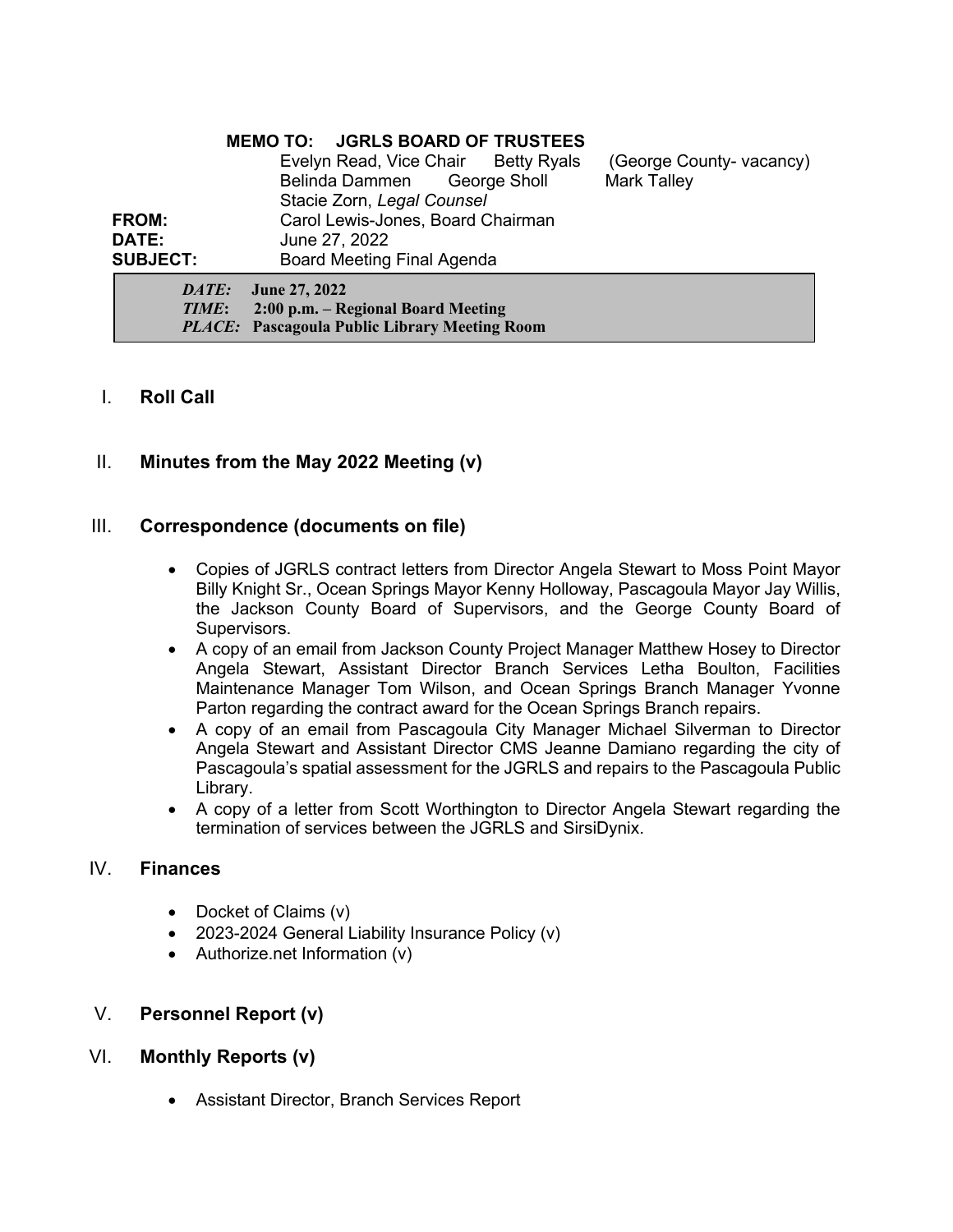**MEMO TO: JGRLS BOARD OF TRUSTEES**

Evelyn Read, Vice Chair    Betty Ryals    (George County- vacancy)
Belinda Dammen    George Sholl    Mark Talley
Stacie Zorn, *Legal Counsel*

**FROM:** Carol Lewis-Jones, Board Chairman
**DATE:** June 27, 2022
**SUBJECT:** Board Meeting Final Agenda

> ***DATE:*** **June 27, 2022**
> ***TIME*:** **2:00 p.m. – Regional Board Meeting**
> ***PLACE:*** **Pascagoula Public Library Meeting Room**

## I. Roll Call

## II. Minutes from the May 2022 Meeting (v)

## III. Correspondence (documents on file)

- Copies of JGRLS contract letters from Director Angela Stewart to Moss Point Mayor Billy Knight Sr., Ocean Springs Mayor Kenny Holloway, Pascagoula Mayor Jay Willis, the Jackson County Board of Supervisors, and the George County Board of Supervisors.
- A copy of an email from Jackson County Project Manager Matthew Hosey to Director Angela Stewart, Assistant Director Branch Services Letha Boulton, Facilities Maintenance Manager Tom Wilson, and Ocean Springs Branch Manager Yvonne Parton regarding the contract award for the Ocean Springs Branch repairs.
- A copy of an email from Pascagoula City Manager Michael Silverman to Director Angela Stewart and Assistant Director CMS Jeanne Damiano regarding the city of Pascagoula's spatial assessment for the JGRLS and repairs to the Pascagoula Public Library.
- A copy of a letter from Scott Worthington to Director Angela Stewart regarding the termination of services between the JGRLS and SirsiDynix.

## IV. Finances

- Docket of Claims (v)
- 2023-2024 General Liability Insurance Policy (v)
- Authorize.net Information (v)

## V. Personnel Report (v)

## VI. Monthly Reports (v)

- Assistant Director, Branch Services Report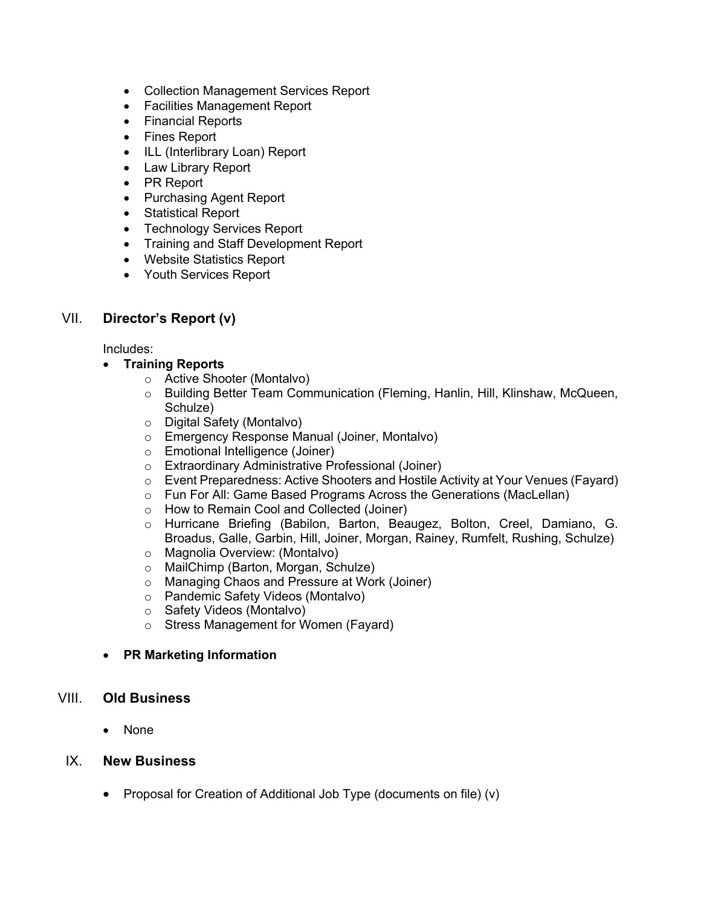- Collection Management Services Report
- Facilities Management Report
- Financial Reports
- Fines Report
- ILL (Interlibrary Loan) Report
- Law Library Report
- PR Report
- Purchasing Agent Report
- Statistical Report
- Technology Services Report
- Training and Staff Development Report
- Website Statistics Report
- Youth Services Report

## VII. Director's Report (v)

Includes:

- **Training Reports**
    - Active Shooter (Montalvo)
    - Building Better Team Communication (Fleming, Hanlin, Hill, Klinshaw, McQueen, Schulze)
    - Digital Safety (Montalvo)
    - Emergency Response Manual (Joiner, Montalvo)
    - Emotional Intelligence (Joiner)
    - Extraordinary Administrative Professional (Joiner)
    - Event Preparedness: Active Shooters and Hostile Activity at Your Venues (Fayard)
    - Fun For All: Game Based Programs Across the Generations (MacLellan)
    - How to Remain Cool and Collected (Joiner)
    - Hurricane Briefing (Babilon, Barton, Beaugez, Bolton, Creel, Damiano, G. Broadus, Galle, Garbin, Hill, Joiner, Morgan, Rainey, Rumfelt, Rushing, Schulze)
    - Magnolia Overview: (Montalvo)
    - MailChimp (Barton, Morgan, Schulze)
    - Managing Chaos and Pressure at Work (Joiner)
    - Pandemic Safety Videos (Montalvo)
    - Safety Videos (Montalvo)
    - Stress Management for Women (Fayard)

- **PR Marketing Information**

## VIII. Old Business

- None

## IX. New Business

- Proposal for Creation of Additional Job Type (documents on file) (v)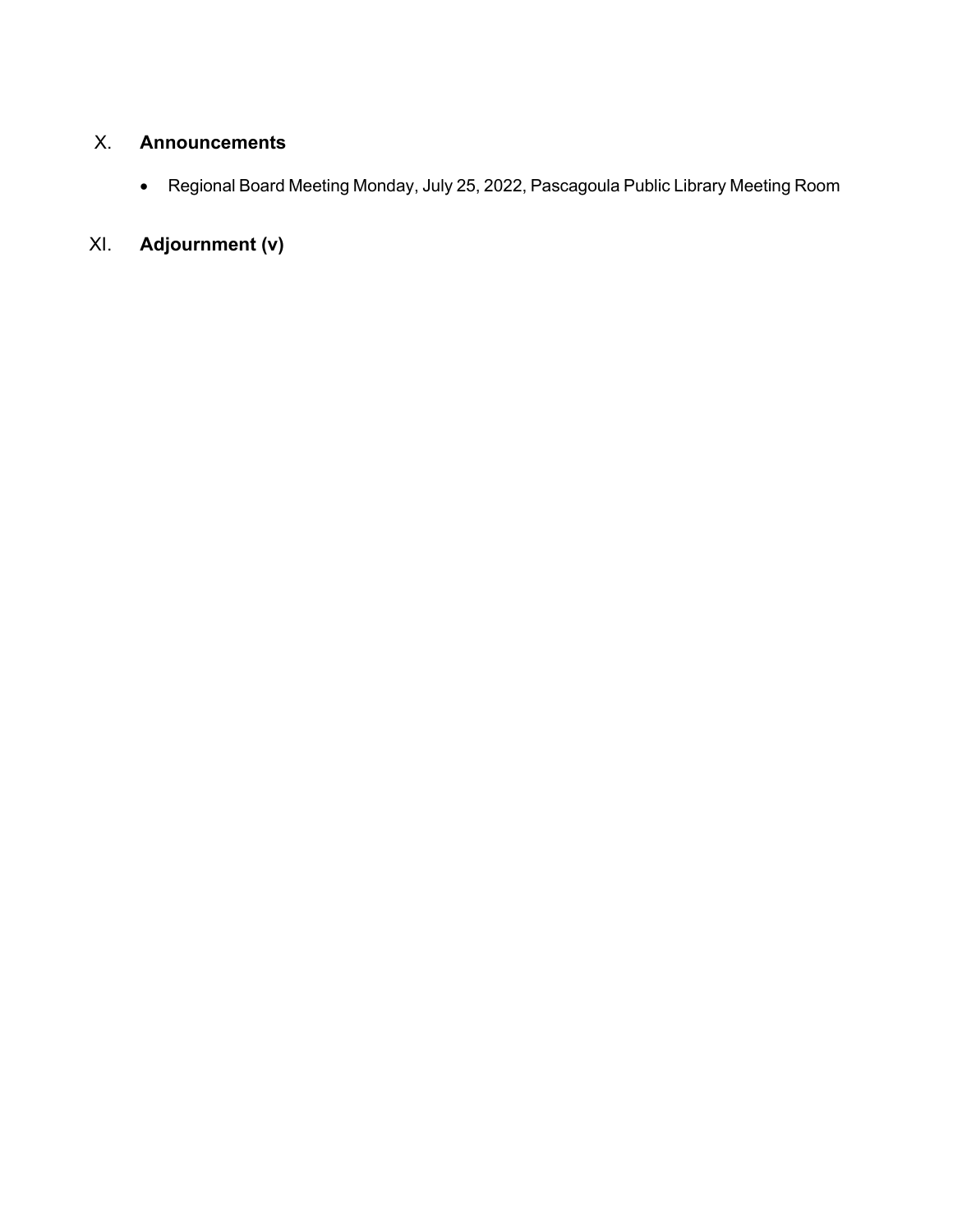## X. **Announcements**

- Regional Board Meeting Monday, July 25, 2022, Pascagoula Public Library Meeting Room

## XI. **Adjournment (v)**